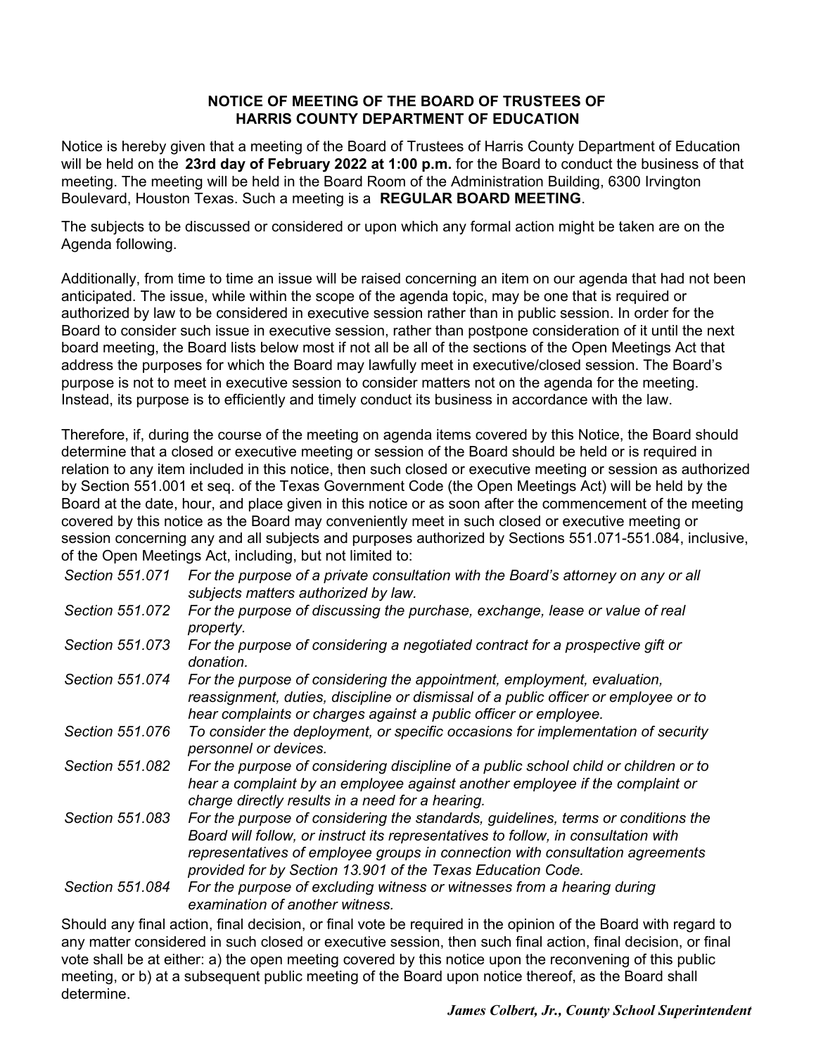**NOTICE OF MEETING OF THE BOARD OF TRUSTEES OF**
**HARRIS COUNTY DEPARTMENT OF EDUCATION**

Notice is hereby given that a meeting of the Board of Trustees of Harris County Department of Education will be held on the **23rd day of February 2022 at 1:00 p.m.** for the Board to conduct the business of that meeting. The meeting will be held in the Board Room of the Administration Building, 6300 Irvington Boulevard, Houston Texas. Such a meeting is a **REGULAR BOARD MEETING**.

The subjects to be discussed or considered or upon which any formal action might be taken are on the Agenda following.

Additionally, from time to time an issue will be raised concerning an item on our agenda that had not been anticipated. The issue, while within the scope of the agenda topic, may be one that is required or authorized by law to be considered in executive session rather than in public session. In order for the Board to consider such issue in executive session, rather than postpone consideration of it until the next board meeting, the Board lists below most if not all be all of the sections of the Open Meetings Act that address the purposes for which the Board may lawfully meet in executive/closed session. The Board's purpose is not to meet in executive session to consider matters not on the agenda for the meeting. Instead, its purpose is to efficiently and timely conduct its business in accordance with the law.

Therefore, if, during the course of the meeting on agenda items covered by this Notice, the Board should determine that a closed or executive meeting or session of the Board should be held or is required in relation to any item included in this notice, then such closed or executive meeting or session as authorized by Section 551.001 et seq. of the Texas Government Code (the Open Meetings Act) will be held by the Board at the date, hour, and place given in this notice or as soon after the commencement of the meeting covered by this notice as the Board may conveniently meet in such closed or executive meeting or session concerning any and all subjects and purposes authorized by Sections 551.071-551.084, inclusive, of the Open Meetings Act, including, but not limited to:

*Section 551.071* *For the purpose of a private consultation with the Board's attorney on any or all subjects matters authorized by law.*

*Section 551.072* *For the purpose of discussing the purchase, exchange, lease or value of real property.*

*Section 551.073* *For the purpose of considering a negotiated contract for a prospective gift or donation.*

*Section 551.074* *For the purpose of considering the appointment, employment, evaluation, reassignment, duties, discipline or dismissal of a public officer or employee or to hear complaints or charges against a public officer or employee.*

*Section 551.076* *To consider the deployment, or specific occasions for implementation of security personnel or devices.*

*Section 551.082* *For the purpose of considering discipline of a public school child or children or to hear a complaint by an employee against another employee if the complaint or charge directly results in a need for a hearing.*

*Section 551.083* *For the purpose of considering the standards, guidelines, terms or conditions the Board will follow, or instruct its representatives to follow, in consultation with representatives of employee groups in connection with consultation agreements provided for by Section 13.901 of the Texas Education Code.*

*Section 551.084* *For the purpose of excluding witness or witnesses from a hearing during examination of another witness.*

Should any final action, final decision, or final vote be required in the opinion of the Board with regard to any matter considered in such closed or executive session, then such final action, final decision, or final vote shall be at either: a) the open meeting covered by this notice upon the reconvening of this public meeting, or b) at a subsequent public meeting of the Board upon notice thereof, as the Board shall determine.

***James Colbert, Jr., County School Superintendent***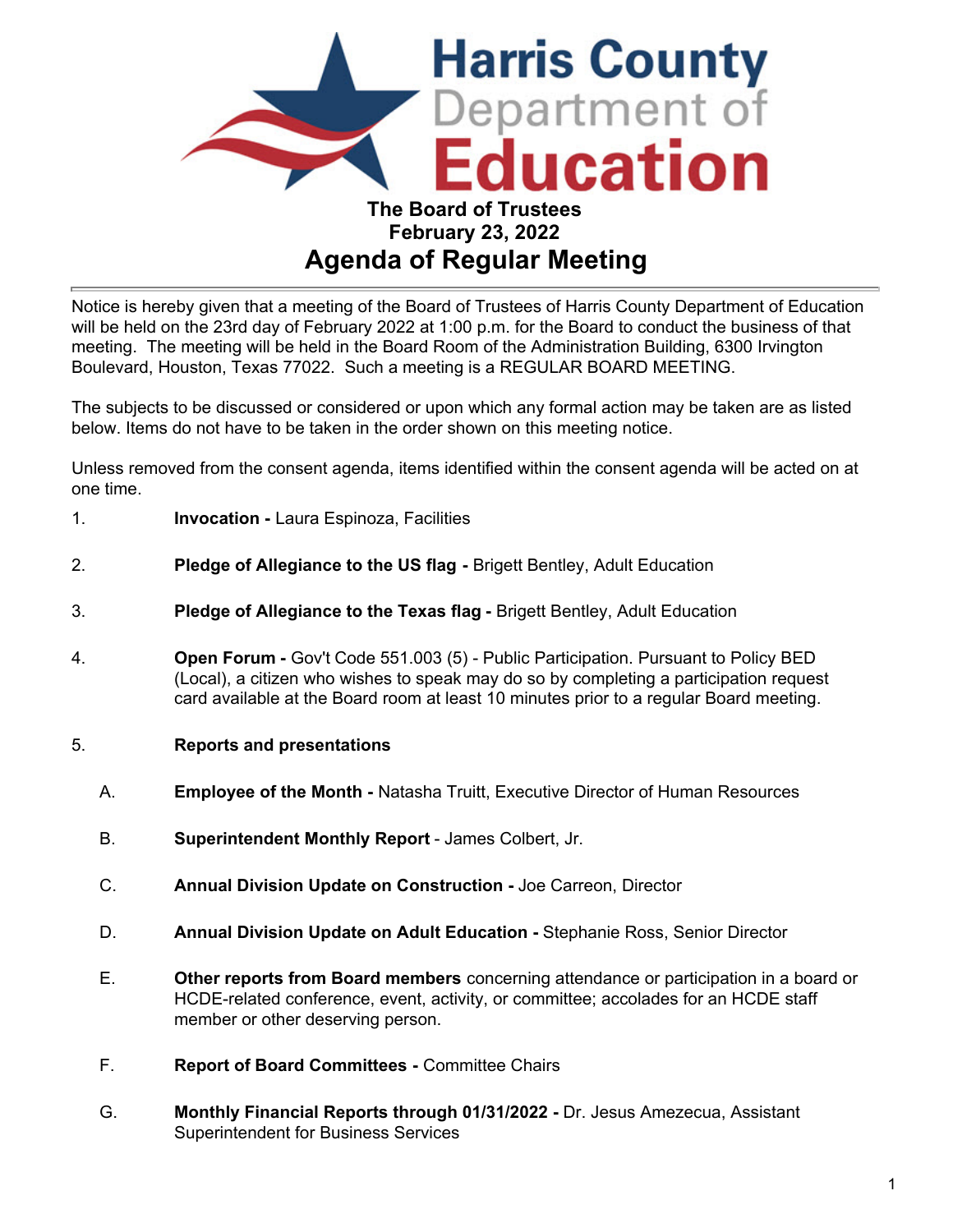# Harris County Department of Education

**The Board of Trustees**
**February 23, 2022**

## Agenda of Regular Meeting

---

Notice is hereby given that a meeting of the Board of Trustees of Harris County Department of Education will be held on the 23rd day of February 2022 at 1:00 p.m. for the Board to conduct the business of that meeting. The meeting will be held in the Board Room of the Administration Building, 6300 Irvington Boulevard, Houston, Texas 77022. Such a meeting is a REGULAR BOARD MEETING.

The subjects to be discussed or considered or upon which any formal action may be taken are as listed below. Items do not have to be taken in the order shown on this meeting notice.

Unless removed from the consent agenda, items identified within the consent agenda will be acted on at one time.

1. **Invocation -** Laura Espinoza, Facilities

2. **Pledge of Allegiance to the US flag -** Brigett Bentley, Adult Education

3. **Pledge of Allegiance to the Texas flag -** Brigett Bentley, Adult Education

4. **Open Forum -** Gov't Code 551.003 (5) - Public Participation. Pursuant to Policy BED (Local), a citizen who wishes to speak may do so by completing a participation request card available at the Board room at least 10 minutes prior to a regular Board meeting.

5. **Reports and presentations**

   A. **Employee of the Month -** Natasha Truitt, Executive Director of Human Resources

   B. **Superintendent Monthly Report** - James Colbert, Jr.

   C. **Annual Division Update on Construction -** Joe Carreon, Director

   D. **Annual Division Update on Adult Education -** Stephanie Ross, Senior Director

   E. **Other reports from Board members** concerning attendance or participation in a board or HCDE-related conference, event, activity, or committee; accolades for an HCDE staff member or other deserving person.

   F. **Report of Board Committees -** Committee Chairs

   G. **Monthly Financial Reports through 01/31/2022 -** Dr. Jesus Amezecua, Assistant Superintendent for Business Services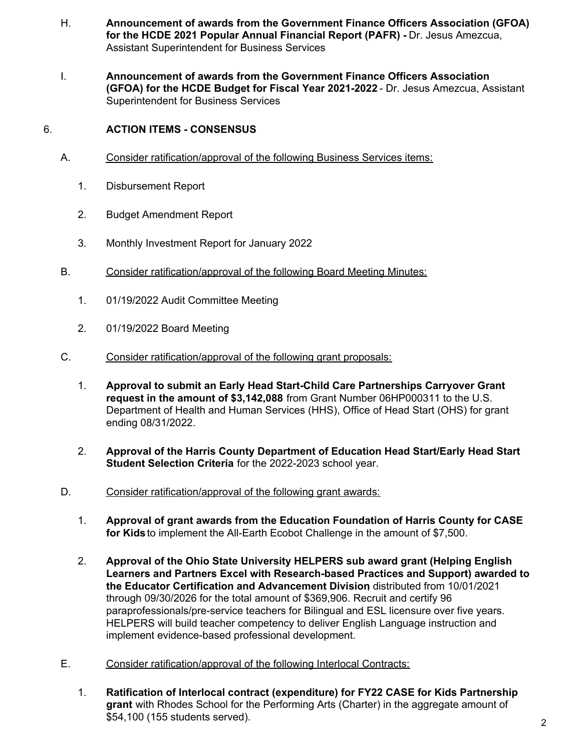H. **Announcement of awards from the Government Finance Officers Association (GFOA) for the HCDE 2021 Popular Annual Financial Report (PAFR) -** Dr. Jesus Amezcua, Assistant Superintendent for Business Services

I. **Announcement of awards from the Government Finance Officers Association (GFOA) for the HCDE Budget for Fiscal Year 2021-2022** - Dr. Jesus Amezcua, Assistant Superintendent for Business Services

6. **ACTION ITEMS - CONSENSUS**

A. Consider ratification/approval of the following Business Services items:

1. Disbursement Report
2. Budget Amendment Report
3. Monthly Investment Report for January 2022

B. Consider ratification/approval of the following Board Meeting Minutes:

1. 01/19/2022 Audit Committee Meeting
2. 01/19/2022 Board Meeting

C. Consider ratification/approval of the following grant proposals:

1. **Approval to submit an Early Head Start-Child Care Partnerships Carryover Grant request in the amount of $3,142,088** from Grant Number 06HP000311 to the U.S. Department of Health and Human Services (HHS), Office of Head Start (OHS) for grant ending 08/31/2022.
2. **Approval of the Harris County Department of Education Head Start/Early Head Start Student Selection Criteria** for the 2022-2023 school year.

D. Consider ratification/approval of the following grant awards:

1. **Approval of grant awards from the Education Foundation of Harris County for CASE for Kids** to implement the All-Earth Ecobot Challenge in the amount of $7,500.
2. **Approval of the Ohio State University HELPERS sub award grant (Helping English Learners and Partners Excel with Research-based Practices and Support) awarded to the Educator Certification and Advancement Division**, distributed from 10/01/2021 through 09/30/2026 for the total amount of $369,906. Recruit and certify 96 paraprofessionals/pre-service teachers for Bilingual and ESL licensure over five years. HELPERS will build teacher competency to deliver English Language instruction and implement evidence-based professional development.

E. Consider ratification/approval of the following Interlocal Contracts:

1. **Ratification of Interlocal contract (expenditure) for FY22 CASE for Kids Partnership grant** with Rhodes School for the Performing Arts (Charter) in the aggregate amount of $54,100 (155 students served).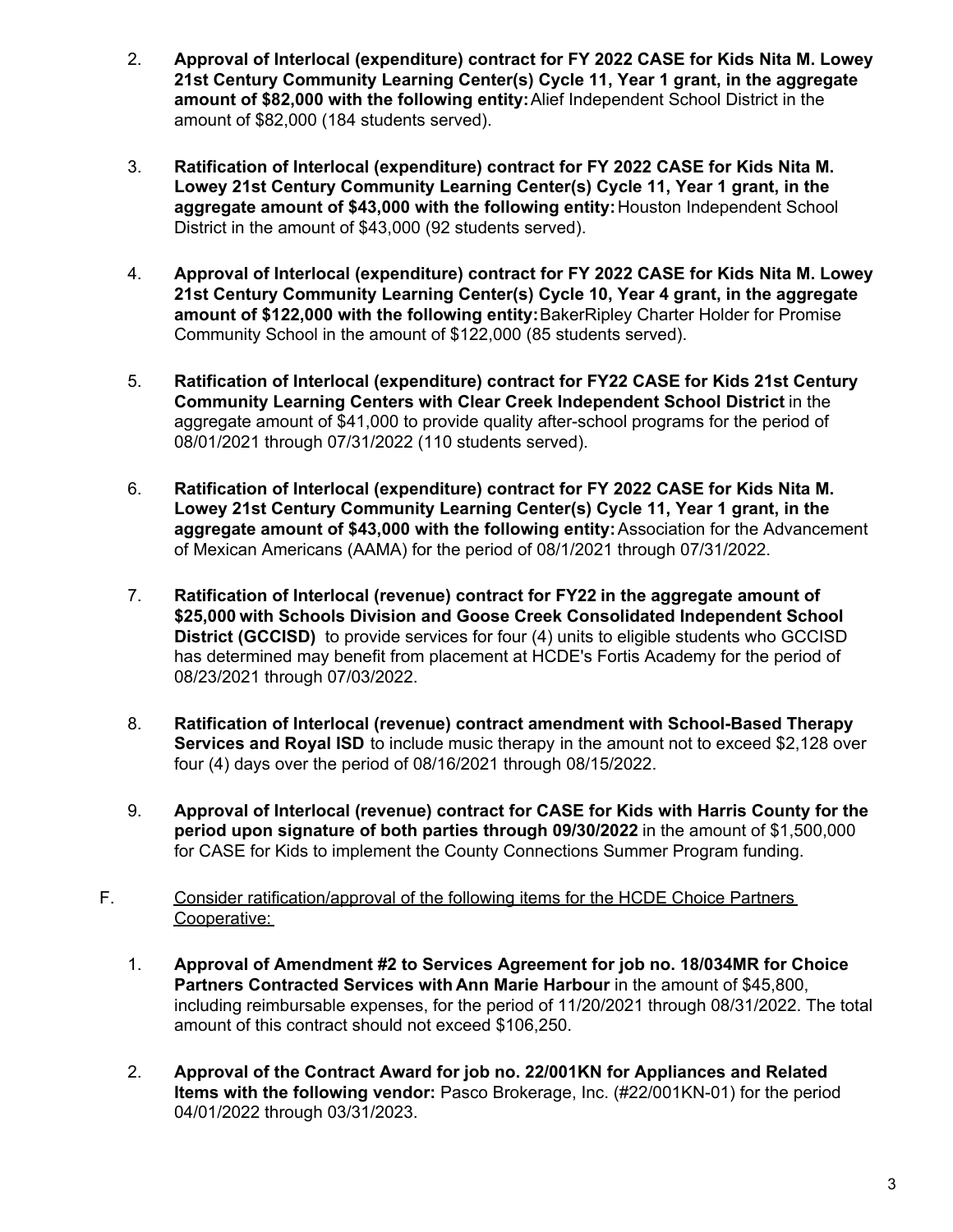2. **Approval of Interlocal (expenditure) contract for FY 2022 CASE for Kids Nita M. Lowey 21st Century Community Learning Center(s) Cycle 11, Year 1 grant, in the aggregate amount of $82,000 with the following entity:** Alief Independent School District in the amount of $82,000 (184 students served).

3. **Ratification of Interlocal (expenditure) contract for FY 2022 CASE for Kids Nita M. Lowey 21st Century Community Learning Center(s) Cycle 11, Year 1 grant, in the aggregate amount of $43,000 with the following entity:** Houston Independent School District in the amount of $43,000 (92 students served).

4. **Approval of Interlocal (expenditure) contract for FY 2022 CASE for Kids Nita M. Lowey 21st Century Community Learning Center(s) Cycle 10, Year 4 grant, in the aggregate amount of $122,000 with the following entity:** BakerRipley Charter Holder for Promise Community School in the amount of $122,000 (85 students served).

5. **Ratification of Interlocal (expenditure) contract for FY22 CASE for Kids 21st Century Community Learning Centers with Clear Creek Independent School District** in the aggregate amount of $41,000 to provide quality after-school programs for the period of 08/01/2021 through 07/31/2022 (110 students served).

6. **Ratification of Interlocal (expenditure) contract for FY 2022 CASE for Kids Nita M. Lowey 21st Century Community Learning Center(s) Cycle 11, Year 1 grant, in the aggregate amount of $43,000 with the following entity:** Association for the Advancement of Mexican Americans (AAMA) for the period of 08/1/2021 through 07/31/2022.

7. **Ratification of Interlocal (revenue) contract for FY22 in the aggregate amount of $25,000 with Schools Division and Goose Creek Consolidated Independent School District (GCCISD)** to provide services for four (4) units to eligible students who GCCISD has determined may benefit from placement at HCDE's Fortis Academy for the period of 08/23/2021 through 07/03/2022.

8. **Ratification of Interlocal (revenue) contract amendment with School-Based Therapy Services and Royal ISD** to include music therapy in the amount not to exceed $2,128 over four (4) days over the period of 08/16/2021 through 08/15/2022.

9. **Approval of Interlocal (revenue) contract for CASE for Kids with Harris County for the period upon signature of both parties through 09/30/2022** in the amount of $1,500,000 for CASE for Kids to implement the County Connections Summer Program funding.

F. Consider ratification/approval of the following items for the HCDE Choice Partners Cooperative:

1. **Approval of Amendment #2 to Services Agreement for job no. 18/034MR for Choice Partners Contracted Services with Ann Marie Harbour** in the amount of $45,800, including reimbursable expenses, for the period of 11/20/2021 through 08/31/2022. The total amount of this contract should not exceed $106,250.

2. **Approval of the Contract Award for job no. 22/001KN for Appliances and Related Items with the following vendor:** Pasco Brokerage, Inc. (#22/001KN-01) for the period 04/01/2022 through 03/31/2023.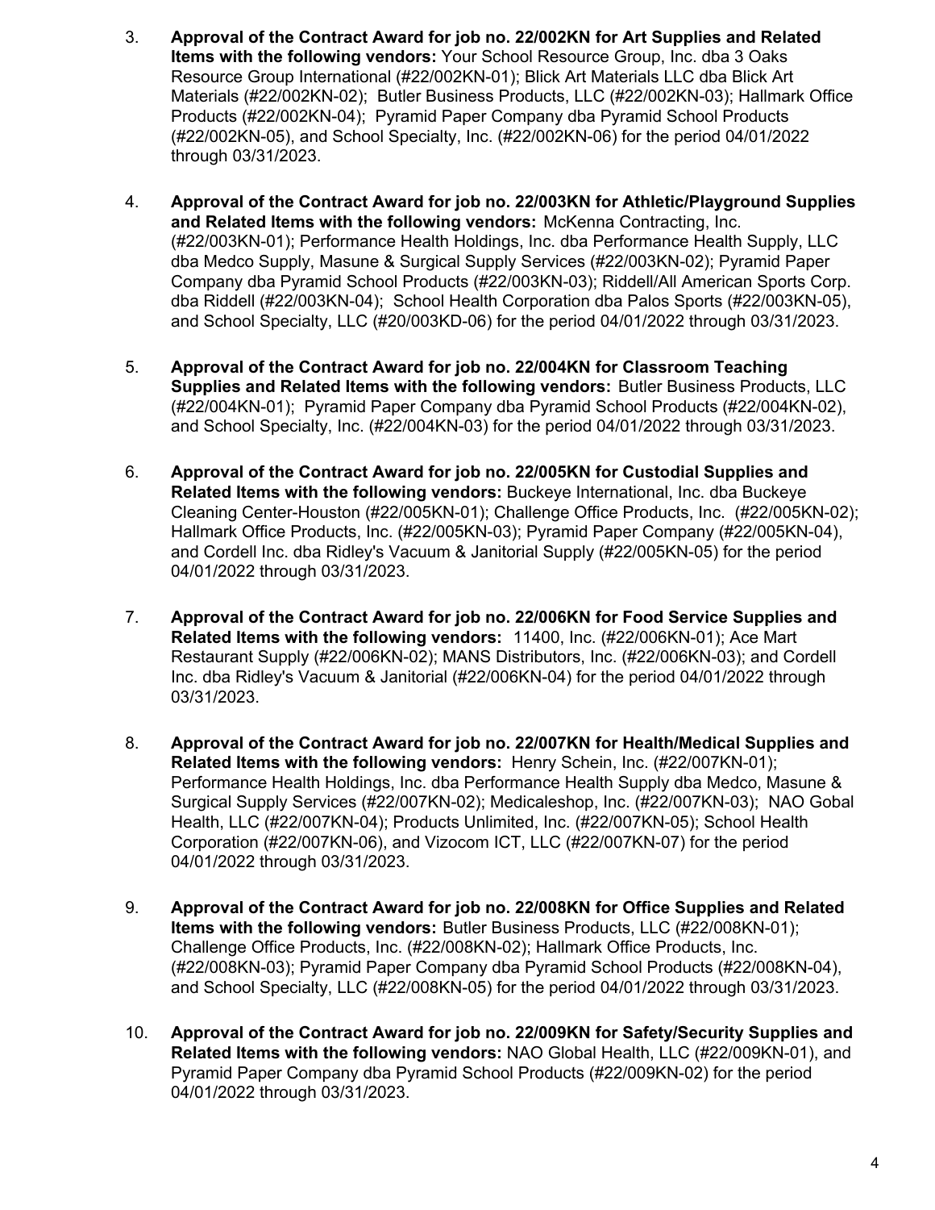3. **Approval of the Contract Award for job no. 22/002KN for Art Supplies and Related Items with the following vendors:** Your School Resource Group, Inc. dba 3 Oaks Resource Group International (#22/002KN-01); Blick Art Materials LLC dba Blick Art Materials (#22/002KN-02); Butler Business Products, LLC (#22/002KN-03); Hallmark Office Products (#22/002KN-04); Pyramid Paper Company dba Pyramid School Products (#22/002KN-05), and School Specialty, Inc. (#22/002KN-06) for the period 04/01/2022 through 03/31/2023.

4. **Approval of the Contract Award for job no. 22/003KN for Athletic/Playground Supplies and Related Items with the following vendors:** McKenna Contracting, Inc. (#22/003KN-01); Performance Health Holdings, Inc. dba Performance Health Supply, LLC dba Medco Supply, Masune & Surgical Supply Services (#22/003KN-02); Pyramid Paper Company dba Pyramid School Products (#22/003KN-03); Riddell/All American Sports Corp. dba Riddell (#22/003KN-04); School Health Corporation dba Palos Sports (#22/003KN-05), and School Specialty, LLC (#20/003KD-06) for the period 04/01/2022 through 03/31/2023.

5. **Approval of the Contract Award for job no. 22/004KN for Classroom Teaching Supplies and Related Items with the following vendors:** Butler Business Products, LLC (#22/004KN-01); Pyramid Paper Company dba Pyramid School Products (#22/004KN-02), and School Specialty, Inc. (#22/004KN-03) for the period 04/01/2022 through 03/31/2023.

6. **Approval of the Contract Award for job no. 22/005KN for Custodial Supplies and Related Items with the following vendors:** Buckeye International, Inc. dba Buckeye Cleaning Center-Houston (#22/005KN-01); Challenge Office Products, Inc. (#22/005KN-02); Hallmark Office Products, Inc. (#22/005KN-03); Pyramid Paper Company (#22/005KN-04), and Cordell Inc. dba Ridley's Vacuum & Janitorial Supply (#22/005KN-05) for the period 04/01/2022 through 03/31/2023.

7. **Approval of the Contract Award for job no. 22/006KN for Food Service Supplies and Related Items with the following vendors:** 11400, Inc. (#22/006KN-01); Ace Mart Restaurant Supply (#22/006KN-02); MANS Distributors, Inc. (#22/006KN-03); and Cordell Inc. dba Ridley's Vacuum & Janitorial (#22/006KN-04) for the period 04/01/2022 through 03/31/2023.

8. **Approval of the Contract Award for job no. 22/007KN for Health/Medical Supplies and Related Items with the following vendors:** Henry Schein, Inc. (#22/007KN-01); Performance Health Holdings, Inc. dba Performance Health Supply dba Medco, Masune & Surgical Supply Services (#22/007KN-02); Medicaleshop, Inc. (#22/007KN-03); NAO Gobal Health, LLC (#22/007KN-04); Products Unlimited, Inc. (#22/007KN-05); School Health Corporation (#22/007KN-06), and Vizocom ICT, LLC (#22/007KN-07) for the period 04/01/2022 through 03/31/2023.

9. **Approval of the Contract Award for job no. 22/008KN for Office Supplies and Related Items with the following vendors:** Butler Business Products, LLC (#22/008KN-01); Challenge Office Products, Inc. (#22/008KN-02); Hallmark Office Products, Inc. (#22/008KN-03); Pyramid Paper Company dba Pyramid School Products (#22/008KN-04), and School Specialty, LLC (#22/008KN-05) for the period 04/01/2022 through 03/31/2023.

10. **Approval of the Contract Award for job no. 22/009KN for Safety/Security Supplies and Related Items with the following vendors:** NAO Global Health, LLC (#22/009KN-01), and Pyramid Paper Company dba Pyramid School Products (#22/009KN-02) for the period 04/01/2022 through 03/31/2023.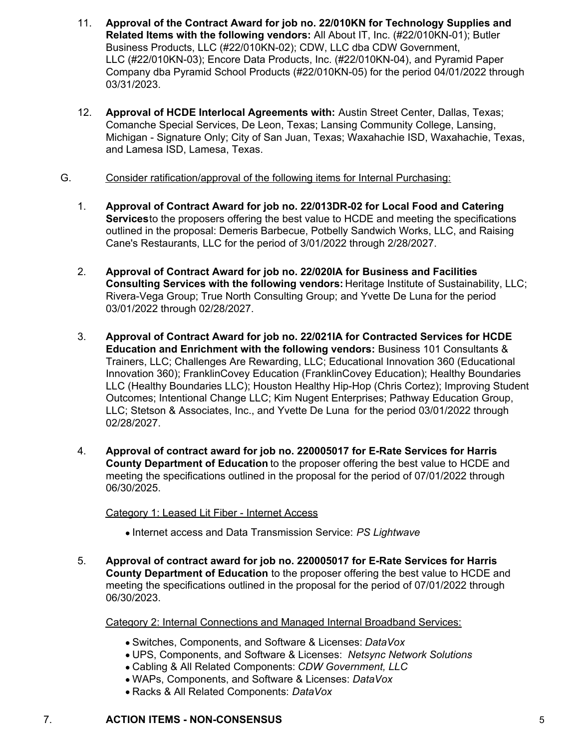11. **Approval of the Contract Award for job no. 22/010KN for Technology Supplies and Related Items with the following vendors:** All About IT, Inc. (#22/010KN-01); Butler Business Products, LLC (#22/010KN-02); CDW, LLC dba CDW Government, LLC (#22/010KN-03); Encore Data Products, Inc. (#22/010KN-04), and Pyramid Paper Company dba Pyramid School Products (#22/010KN-05) for the period 04/01/2022 through 03/31/2023.

12. **Approval of HCDE Interlocal Agreements with:** Austin Street Center, Dallas, Texas; Comanche Special Services, De Leon, Texas; Lansing Community College, Lansing, Michigan - Signature Only; City of San Juan, Texas; Waxahachie ISD, Waxahachie, Texas, and Lamesa ISD, Lamesa, Texas.

G. Consider ratification/approval of the following items for Internal Purchasing:

1. **Approval of Contract Award for job no. 22/013DR-02 for Local Food and Catering Services**to the proposers offering the best value to HCDE and meeting the specifications outlined in the proposal: Demeris Barbecue, Potbelly Sandwich Works, LLC, and Raising Cane's Restaurants, LLC for the period of 3/01/2022 through 2/28/2027.

2. **Approval of Contract Award for job no. 22/020IA for Business and Facilities Consulting Services with the following vendors:** Heritage Institute of Sustainability, LLC; Rivera-Vega Group; True North Consulting Group; and Yvette De Luna for the period 03/01/2022 through 02/28/2027.

3. **Approval of Contract Award for job no. 22/021IA for Contracted Services for HCDE Education and Enrichment with the following vendors:** Business 101 Consultants & Trainers, LLC; Challenges Are Rewarding, LLC; Educational Innovation 360 (Educational Innovation 360); FranklinCovey Education (FranklinCovey Education); Healthy Boundaries LLC (Healthy Boundaries LLC); Houston Healthy Hip-Hop (Chris Cortez); Improving Student Outcomes; Intentional Change LLC; Kim Nugent Enterprises; Pathway Education Group, LLC; Stetson & Associates, Inc., and Yvette De Luna for the period 03/01/2022 through 02/28/2027.

4. **Approval of contract award for job no. 220005017 for E-Rate Services for Harris County Department of Education** to the proposer offering the best value to HCDE and meeting the specifications outlined in the proposal for the period of 07/01/2022 through 06/30/2025.

   Category 1: Leased Lit Fiber - Internet Access

   - Internet access and Data Transmission Service: *PS Lightwave*

5. **Approval of contract award for job no. 220005017 for E-Rate Services for Harris County Department of Education** to the proposer offering the best value to HCDE and meeting the specifications outlined in the proposal for the period of 07/01/2022 through 06/30/2023.

   Category 2: Internal Connections and Managed Internal Broadband Services:

   - Switches, Components, and Software & Licenses: *DataVox*
   - UPS, Components, and Software & Licenses: *Netsync Network Solutions*
   - Cabling & All Related Components: *CDW Government, LLC*
   - WAPs, Components, and Software & Licenses: *DataVox*
   - Racks & All Related Components: *DataVox*

7. **ACTION ITEMS - NON-CONSENSUS**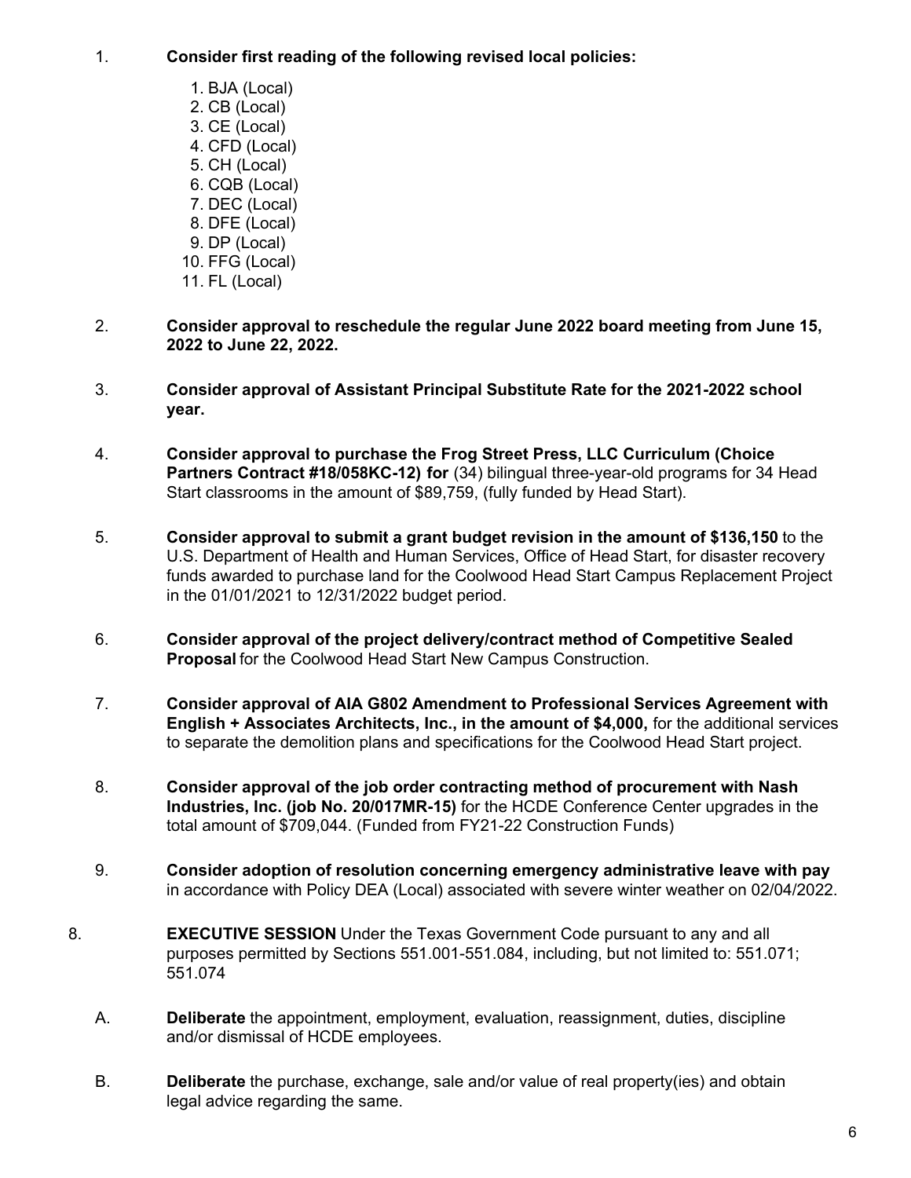1. **Consider first reading of the following revised local policies:**

    1. BJA (Local)
    2. CB (Local)
    3. CE (Local)
    4. CFD (Local)
    5. CH (Local)
    6. CQB (Local)
    7. DEC (Local)
    8. DFE (Local)
    9. DP (Local)
    10. FFG (Local)
    11. FL (Local)

2. **Consider approval to reschedule the regular June 2022 board meeting from June 15, 2022 to June 22, 2022.**

3. **Consider approval of Assistant Principal Substitute Rate for the 2021-2022 school year.**

4. **Consider approval to purchase the Frog Street Press, LLC Curriculum (Choice Partners Contract #18/058KC-12) for** (34) bilingual three-year-old programs for 34 Head Start classrooms in the amount of $89,759, (fully funded by Head Start).

5. **Consider approval to submit a grant budget revision in the amount of $136,150** to the U.S. Department of Health and Human Services, Office of Head Start, for disaster recovery funds awarded to purchase land for the Coolwood Head Start Campus Replacement Project in the 01/01/2021 to 12/31/2022 budget period.

6. **Consider approval of the project delivery/contract method of Competitive Sealed Proposal** for the Coolwood Head Start New Campus Construction.

7. **Consider approval of AIA G802 Amendment to Professional Services Agreement with English + Associates Architects, Inc., in the amount of $4,000,** for the additional services to separate the demolition plans and specifications for the Coolwood Head Start project.

8. **Consider approval of the job order contracting method of procurement with Nash Industries, Inc. (job No. 20/017MR-15)** for the HCDE Conference Center upgrades in the total amount of $709,044. (Funded from FY21-22 Construction Funds)

9. **Consider adoption of resolution concerning emergency administrative leave with pay** in accordance with Policy DEA (Local) associated with severe winter weather on 02/04/2022.

8. **EXECUTIVE SESSION** Under the Texas Government Code pursuant to any and all purposes permitted by Sections 551.001-551.084, including, but not limited to: 551.071; 551.074

    A. **Deliberate** the appointment, employment, evaluation, reassignment, duties, discipline and/or dismissal of HCDE employees.

    B. **Deliberate** the purchase, exchange, sale and/or value of real property(ies) and obtain legal advice regarding the same.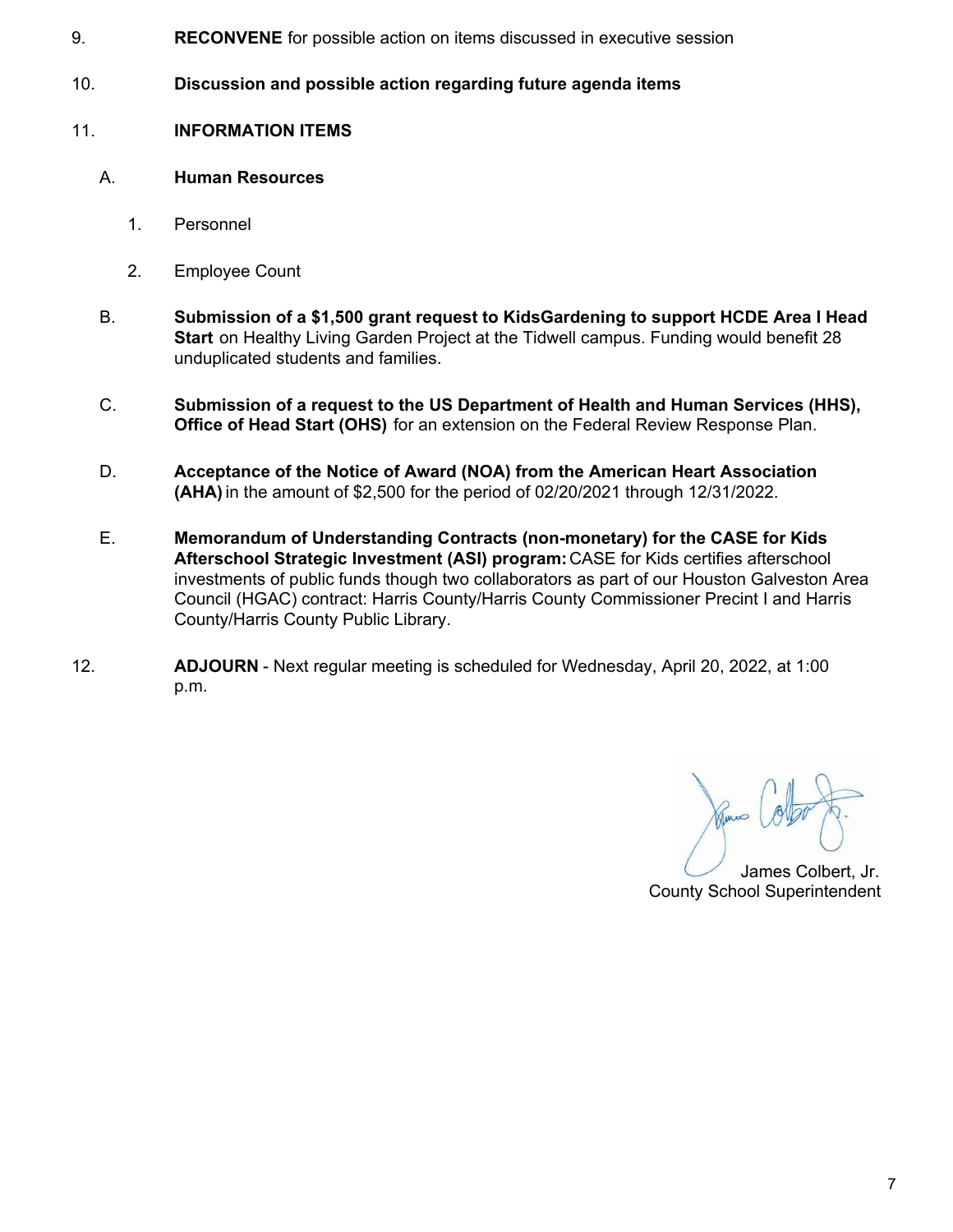9. **RECONVENE** for possible action on items discussed in executive session

10. **Discussion and possible action regarding future agenda items**

11. **INFORMATION ITEMS**

    A. **Human Resources**

       1. Personnel

       2. Employee Count

    B. **Submission of a $1,500 grant request to KidsGardening to support HCDE Area I Head Start** on Healthy Living Garden Project at the Tidwell campus. Funding would benefit 28 unduplicated students and families.

    C. **Submission of a request to the US Department of Health and Human Services (HHS), Office of Head Start (OHS)** for an extension on the Federal Review Response Plan.

    D. **Acceptance of the Notice of Award (NOA) from the American Heart Association (AHA)** in the amount of $2,500 for the period of 02/20/2021 through 12/31/2022.

    E. **Memorandum of Understanding Contracts (non-monetary) for the CASE for Kids Afterschool Strategic Investment (ASI) program:** CASE for Kids certifies afterschool investments of public funds though two collaborators as part of our Houston Galveston Area Council (HGAC) contract: Harris County/Harris County Commissioner Precint I and Harris County/Harris County Public Library.

12. **ADJOURN** - Next regular meeting is scheduled for Wednesday, April 20, 2022, at 1:00 p.m.

James Colbert, Jr.
County School Superintendent